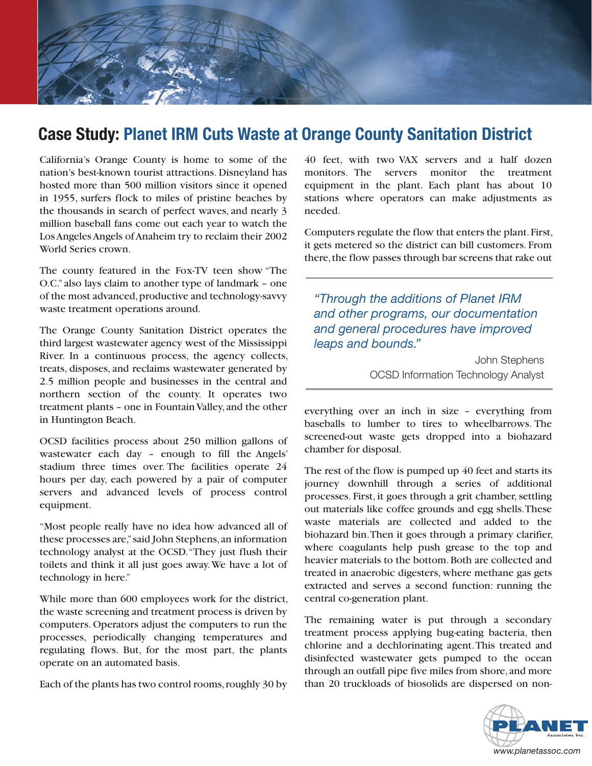# Case Study: Planet IRM Cuts Waste at Orange County Sanitation District

California's Orange County is home to some of the nation's best-known tourist attractions. Disneyland has hosted more than 500 million visitors since it opened in 1955, surfers flock to miles of pristine beaches by the thousands in search of perfect waves, and nearly 3 million baseball fans come out each year to watch the Los Angeles Angels of Anaheim try to reclaim their 2002 World Series crown.

The county featured in the Fox-TV teen show "The O.C." also lays claim to another type of landmark – one of the most advanced, productive and technology-savvy waste treatment operations around.

The Orange County Sanitation District operates the third largest wastewater agency west of the Mississippi River. In a continuous process, the agency collects, treats, disposes, and reclaims wastewater generated by 2.5 million people and businesses in the central and northern section of the county. It operates two treatment plants – one in Fountain Valley, and the other in Huntington Beach.

OCSD facilities process about 250 million gallons of wastewater each day – enough to fill the Angels' stadium three times over. The facilities operate 24 hours per day, each powered by a pair of computer servers and advanced levels of process control equipment.

"Most people really have no idea how advanced all of these processes are," said John Stephens, an information technology analyst at the OCSD. "They just flush their toilets and think it all just goes away. We have a lot of technology in here."

While more than 600 employees work for the district, the waste screening and treatment process is driven by computers. Operators adjust the computers to run the processes, periodically changing temperatures and regulating flows. But, for the most part, the plants operate on an automated basis.

Each of the plants has two control rooms, roughly 30 by 40 feet, with two VAX servers and a half dozen monitors. The servers monitor the treatment equipment in the plant. Each plant has about 10 stations where operators can make adjustments as needed.

Computers regulate the flow that enters the plant. First, it gets metered so the district can bill customers. From there, the flow passes through bar screens that rake out everything over an inch in size – everything from baseballs to lumber to tires to wheelbarrows. The screened-out waste gets dropped into a biohazard chamber for disposal.

> *"Through the additions of Planet IRM and other programs, our documentation and general procedures have improved leaps and bounds."*
>
> John Stephens
> OCSD Information Technology Analyst

The rest of the flow is pumped up 40 feet and starts its journey downhill through a series of additional processes. First, it goes through a grit chamber, settling out materials like coffee grounds and egg shells. These waste materials are collected and added to the biohazard bin. Then it goes through a primary clarifier, where coagulants help push grease to the top and heavier materials to the bottom. Both are collected and treated in anaerobic digesters, where methane gas gets extracted and serves a second function: running the central co-generation plant.

The remaining water is put through a secondary treatment process applying bug-eating bacteria, then chlorine and a dechlorinating agent. This treated and disinfected wastewater gets pumped to the ocean through an outfall pipe five miles from shore, and more than 20 truckloads of biosolids are dispersed on non-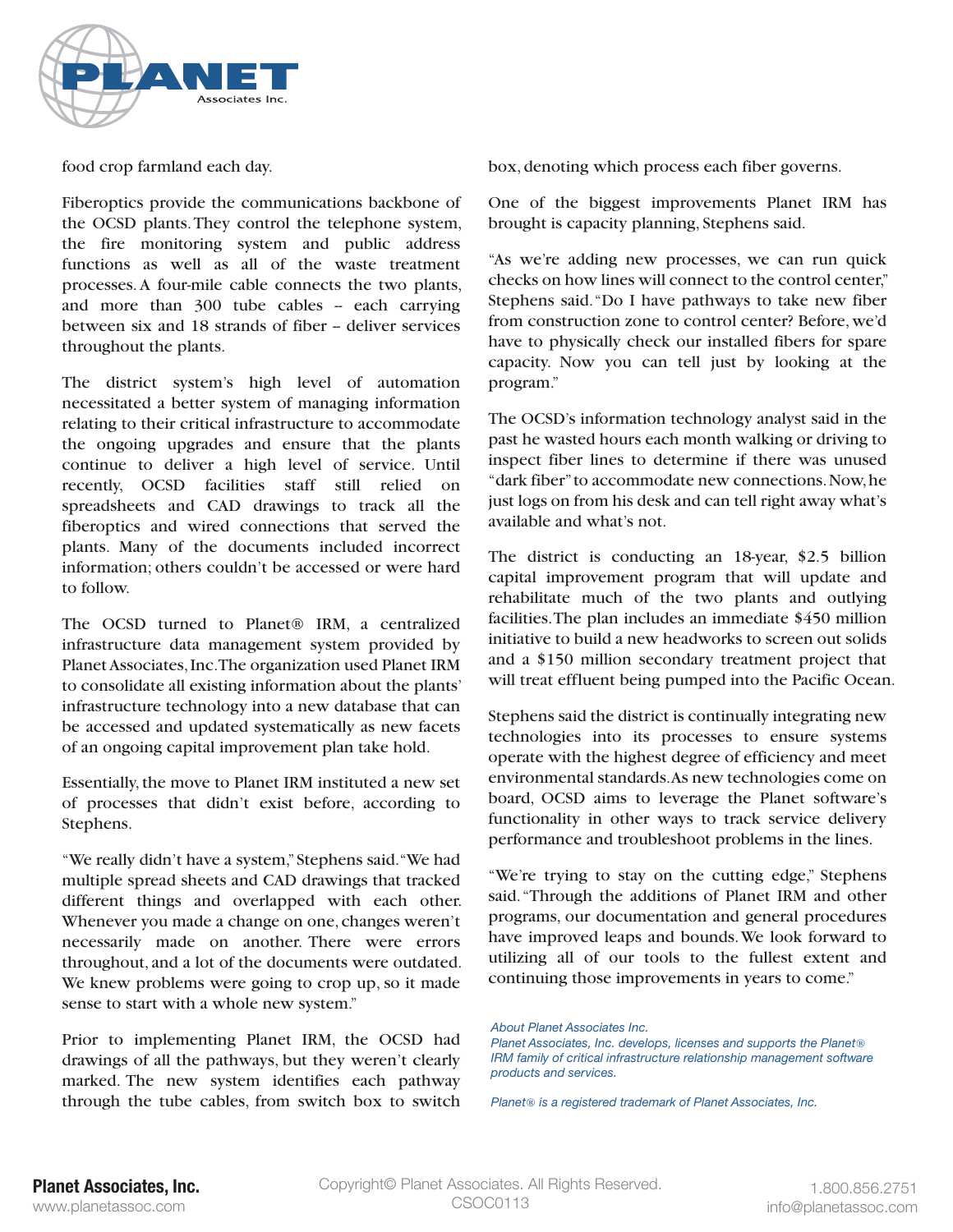food crop farmland each day.

Fiberoptics provide the communications backbone of the OCSD plants. They control the telephone system, the fire monitoring system and public address functions as well as all of the waste treatment processes. A four-mile cable connects the two plants, and more than 300 tube cables -- each carrying between six and 18 strands of fiber -- deliver services throughout the plants.

The district system's high level of automation necessitated a better system of managing information relating to their critical infrastructure to accommodate the ongoing upgrades and ensure that the plants continue to deliver a high level of service. Until recently, OCSD facilities staff still relied on spreadsheets and CAD drawings to track all the fiberoptics and wired connections that served the plants. Many of the documents included incorrect information; others couldn't be accessed or were hard to follow.

The OCSD turned to Planet® IRM, a centralized infrastructure data management system provided by Planet Associates, Inc. The organization used Planet IRM to consolidate all existing information about the plants' infrastructure technology into a new database that can be accessed and updated systematically as new facets of an ongoing capital improvement plan take hold.

Essentially, the move to Planet IRM instituted a new set of processes that didn't exist before, according to Stephens.

"We really didn't have a system," Stephens said. "We had multiple spread sheets and CAD drawings that tracked different things and overlapped with each other. Whenever you made a change on one, changes weren't necessarily made on another. There were errors throughout, and a lot of the documents were outdated. We knew problems were going to crop up, so it made sense to start with a whole new system."

Prior to implementing Planet IRM, the OCSD had drawings of all the pathways, but they weren't clearly marked. The new system identifies each pathway through the tube cables, from switch box to switch box, denoting which process each fiber governs.

One of the biggest improvements Planet IRM has brought is capacity planning, Stephens said.

"As we're adding new processes, we can run quick checks on how lines will connect to the control center," Stephens said. "Do I have pathways to take new fiber from construction zone to control center? Before, we'd have to physically check our installed fibers for spare capacity. Now you can tell just by looking at the program."

The OCSD's information technology analyst said in the past he wasted hours each month walking or driving to inspect fiber lines to determine if there was unused "dark fiber" to accommodate new connections. Now, he just logs on from his desk and can tell right away what's available and what's not.

The district is conducting an 18-year, $2.5 billion capital improvement program that will update and rehabilitate much of the two plants and outlying facilities. The plan includes an immediate $450 million initiative to build a new headworks to screen out solids and a $150 million secondary treatment project that will treat effluent being pumped into the Pacific Ocean.

Stephens said the district is continually integrating new technologies into its processes to ensure systems operate with the highest degree of efficiency and meet environmental standards. As new technologies come on board, OCSD aims to leverage the Planet software's functionality in other ways to track service delivery performance and troubleshoot problems in the lines.

"We're trying to stay on the cutting edge," Stephens said. "Through the additions of Planet IRM and other programs, our documentation and general procedures have improved leaps and bounds. We look forward to utilizing all of our tools to the fullest extent and continuing those improvements in years to come."

*About Planet Associates Inc.*
*Planet Associates, Inc. develops, licenses and supports the Planet® IRM family of critical infrastructure relationship management software products and services.*

*Planet® is a registered trademark of Planet Associates, Inc.*

**Planet Associates, Inc.**
www.planetassoc.com

Copyright© Planet Associates. All Rights Reserved.
CSOC0113

1.800.856.2751
info@planetassoc.com